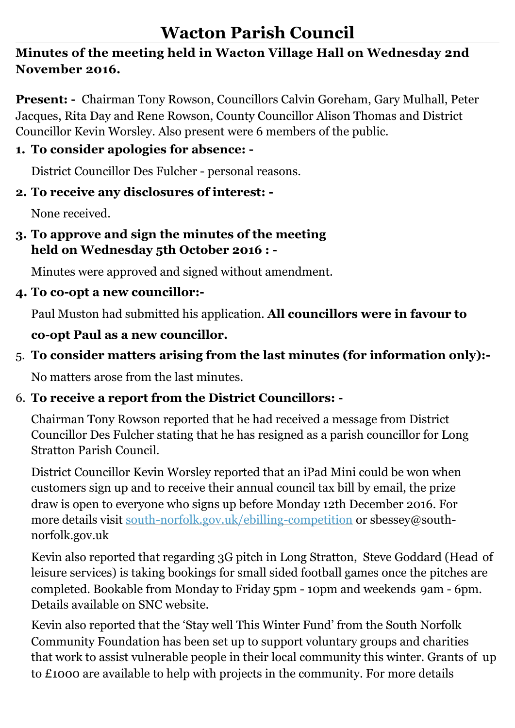# Wacton Parish Council

**Minutes of the meeting held in Wacton Village Hall on Wednesday 2nd November 2016.**

**Present: -** Chairman Tony Rowson, Councillors Calvin Goreham, Gary Mulhall, Peter Jacques, Rita Day and Rene Rowson, County Councillor Alison Thomas and District Councillor Kevin Worsley. Also present were 6 members of the public.

1. **To consider apologies for absence: -**

   District Councillor Des Fulcher - personal reasons.

2. **To receive any disclosures of interest: -**

   None received.

3. **To approve and sign the minutes of the meeting held on Wednesday 5th October 2016 : -**

   Minutes were approved and signed without amendment.

4. **To co-opt a new councillor:-**

   Paul Muston had submitted his application. **All councillors were in favour to co-opt Paul as a new councillor.**

5. **To consider matters arising from the last minutes (for information only):-**

   No matters arose from the last minutes.

6. **To receive a report from the District Councillors: -**

   Chairman Tony Rowson reported that he had received a message from District Councillor Des Fulcher stating that he has resigned as a parish councillor for Long Stratton Parish Council.

   District Councillor Kevin Worsley reported that an iPad Mini could be won when customers sign up and to receive their annual council tax bill by email, the prize draw is open to everyone who signs up before Monday 12th December 2016. For more details visit [south-norfolk.gov.uk/ebilling-competition](south-norfolk.gov.uk/ebilling-competition) or sbessey@south-norfolk.gov.uk

   Kevin also reported that regarding 3G pitch in Long Stratton, Steve Goddard (Head of leisure services) is taking bookings for small sided football games once the pitches are completed. Bookable from Monday to Friday 5pm - 10pm and weekends 9am - 6pm. Details available on SNC website.

   Kevin also reported that the 'Stay well This Winter Fund' from the South Norfolk Community Foundation has been set up to support voluntary groups and charities that work to assist vulnerable people in their local community this winter. Grants of up to £1000 are available to help with projects in the community. For more details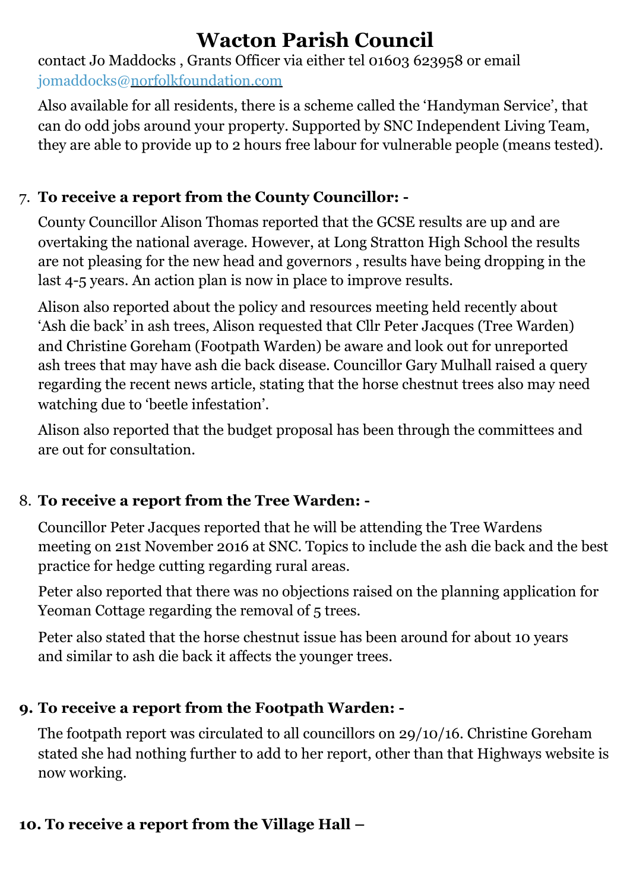contact Jo Maddocks , Grants Officer via either tel 01603 623958 or email jomaddocks@norfolkfoundation.com

Also available for all residents, there is a scheme called the 'Handyman Service', that can do odd jobs around your property. Supported by SNC Independent Living Team, they are able to provide up to 2 hours free labour for vulnerable people (means tested).

7. **To receive a report from the County Councillor: -**

   County Councillor Alison Thomas reported that the GCSE results are up and are overtaking the national average. However, at Long Stratton High School the results are not pleasing for the new head and governors , results have being dropping in the last 4-5 years. An action plan is now in place to improve results.

   Alison also reported about the policy and resources meeting held recently about 'Ash die back' in ash trees, Alison requested that Cllr Peter Jacques (Tree Warden) and Christine Goreham (Footpath Warden) be aware and look out for unreported ash trees that may have ash die back disease. Councillor Gary Mulhall raised a query regarding the recent news article, stating that the horse chestnut trees also may need watching due to 'beetle infestation'.

   Alison also reported that the budget proposal has been through the committees and are out for consultation.

8. **To receive a report from the Tree Warden: -**

   Councillor Peter Jacques reported that he will be attending the Tree Wardens meeting on 21st November 2016 at SNC. Topics to include the ash die back and the best practice for hedge cutting regarding rural areas.

   Peter also reported that there was no objections raised on the planning application for Yeoman Cottage regarding the removal of 5 trees.

   Peter also stated that the horse chestnut issue has been around for about 10 years and similar to ash die back it affects the younger trees.

9. **To receive a report from the Footpath Warden: -**

   The footpath report was circulated to all councillors on 29/10/16. Christine Goreham stated she had nothing further to add to her report, other than that Highways website is now working.

10. **To receive a report from the Village Hall –**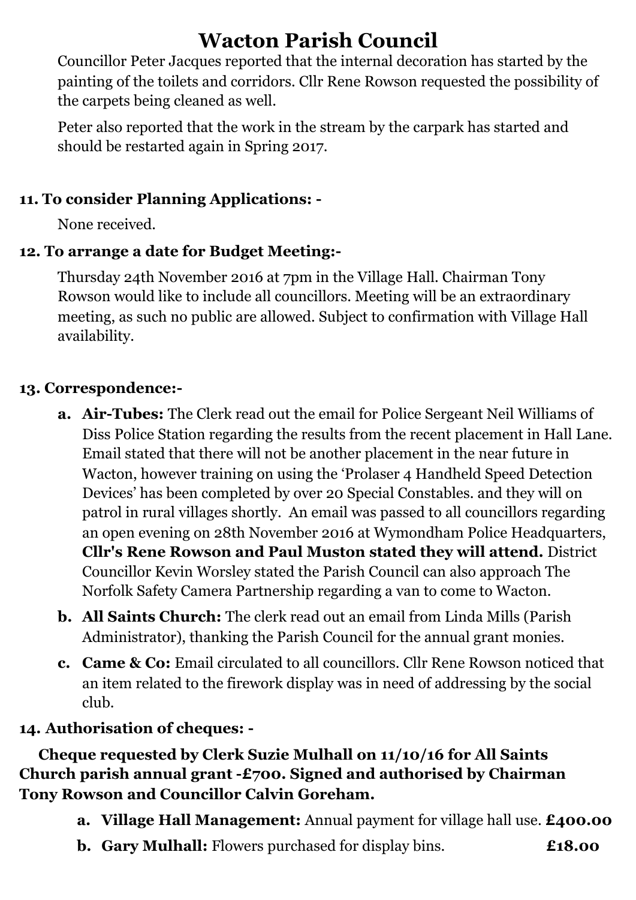# Wacton Parish Council

Councillor Peter Jacques reported that the internal decoration has started by the painting of the toilets and corridors. Cllr Rene Rowson requested the possibility of the carpets being cleaned as well.

Peter also reported that the work in the stream by the carpark has started and should be restarted again in Spring 2017.

**11. To consider Planning Applications: -**

None received.

**12. To arrange a date for Budget Meeting:-**

Thursday 24th November 2016 at 7pm in the Village Hall. Chairman Tony Rowson would like to include all councillors. Meeting will be an extraordinary meeting, as such no public are allowed. Subject to confirmation with Village Hall availability.

**13. Correspondence:-**

a. **Air-Tubes:** The Clerk read out the email for Police Sergeant Neil Williams of Diss Police Station regarding the results from the recent placement in Hall Lane. Email stated that there will not be another placement in the near future in Wacton, however training on using the 'Prolaser 4 Handheld Speed Detection Devices' has been completed by over 20 Special Constables. and they will on patrol in rural villages shortly. An email was passed to all councillors regarding an open evening on 28th November 2016 at Wymondham Police Headquarters, **Cllr's Rene Rowson and Paul Muston stated they will attend.** District Councillor Kevin Worsley stated the Parish Council can also approach The Norfolk Safety Camera Partnership regarding a van to come to Wacton.

b. **All Saints Church:** The clerk read out an email from Linda Mills (Parish Administrator), thanking the Parish Council for the annual grant monies.

c. **Came & Co:** Email circulated to all councillors. Cllr Rene Rowson noticed that an item related to the firework display was in need of addressing by the social club.

**14. Authorisation of cheques: -**

**Cheque requested by Clerk Suzie Mulhall on 11/10/16 for All Saints Church parish annual grant -£700. Signed and authorised by Chairman Tony Rowson and Councillor Calvin Goreham.**

a. **Village Hall Management:** Annual payment for village hall use. **£400.00**

b. **Gary Mulhall:** Flowers purchased for display bins. **£18.00**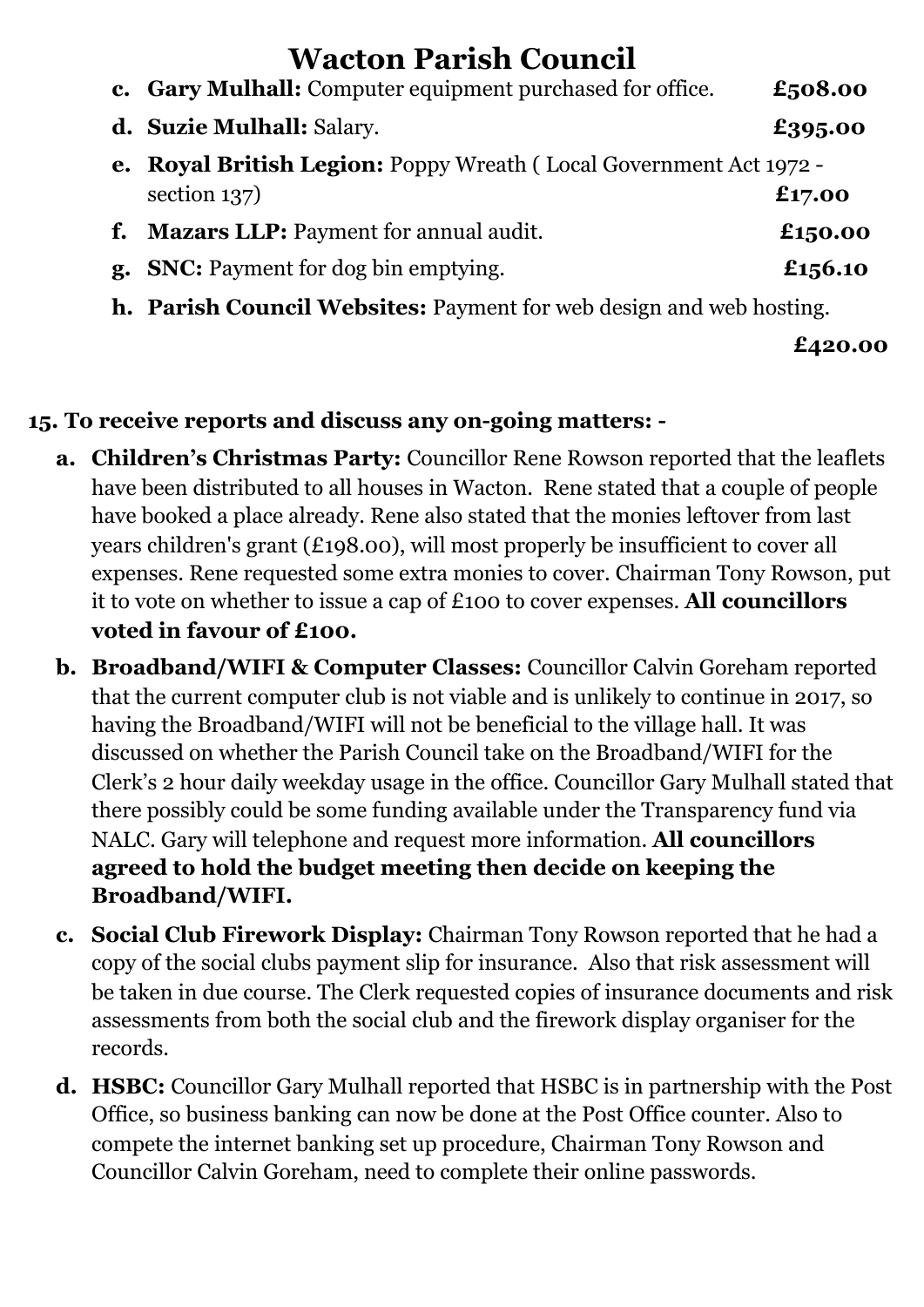c. **Gary Mulhall:** Computer equipment purchased for office. **£508.00**

d. **Suzie Mulhall:** Salary. **£395.00**

e. **Royal British Legion:** Poppy Wreath ( Local Government Act 1972 - section 137) **£17.00**

f. **Mazars LLP:** Payment for annual audit. **£150.00**

g. **SNC:** Payment for dog bin emptying. **£156.10**

h. **Parish Council Websites:** Payment for web design and web hosting. **£420.00**

**15. To receive reports and discuss any on-going matters: -**

a. **Children's Christmas Party:** Councillor Rene Rowson reported that the leaflets have been distributed to all houses in Wacton. Rene stated that a couple of people have booked a place already. Rene also stated that the monies leftover from last years children's grant (£198.00), will most properly be insufficient to cover all expenses. Rene requested some extra monies to cover. Chairman Tony Rowson, put it to vote on whether to issue a cap of £100 to cover expenses. **All councillors voted in favour of £100.**

b. **Broadband/WIFI & Computer Classes:** Councillor Calvin Goreham reported that the current computer club is not viable and is unlikely to continue in 2017, so having the Broadband/WIFI will not be beneficial to the village hall. It was discussed on whether the Parish Council take on the Broadband/WIFI for the Clerk's 2 hour daily weekday usage in the office. Councillor Gary Mulhall stated that there possibly could be some funding available under the Transparency fund via NALC. Gary will telephone and request more information. **All councillors agreed to hold the budget meeting then decide on keeping the Broadband/WIFI.**

c. **Social Club Firework Display:** Chairman Tony Rowson reported that he had a copy of the social clubs payment slip for insurance. Also that risk assessment will be taken in due course. The Clerk requested copies of insurance documents and risk assessments from both the social club and the firework display organiser for the records.

d. **HSBC:** Councillor Gary Mulhall reported that HSBC is in partnership with the Post Office, so business banking can now be done at the Post Office counter. Also to compete the internet banking set up procedure, Chairman Tony Rowson and Councillor Calvin Goreham, need to complete their online passwords.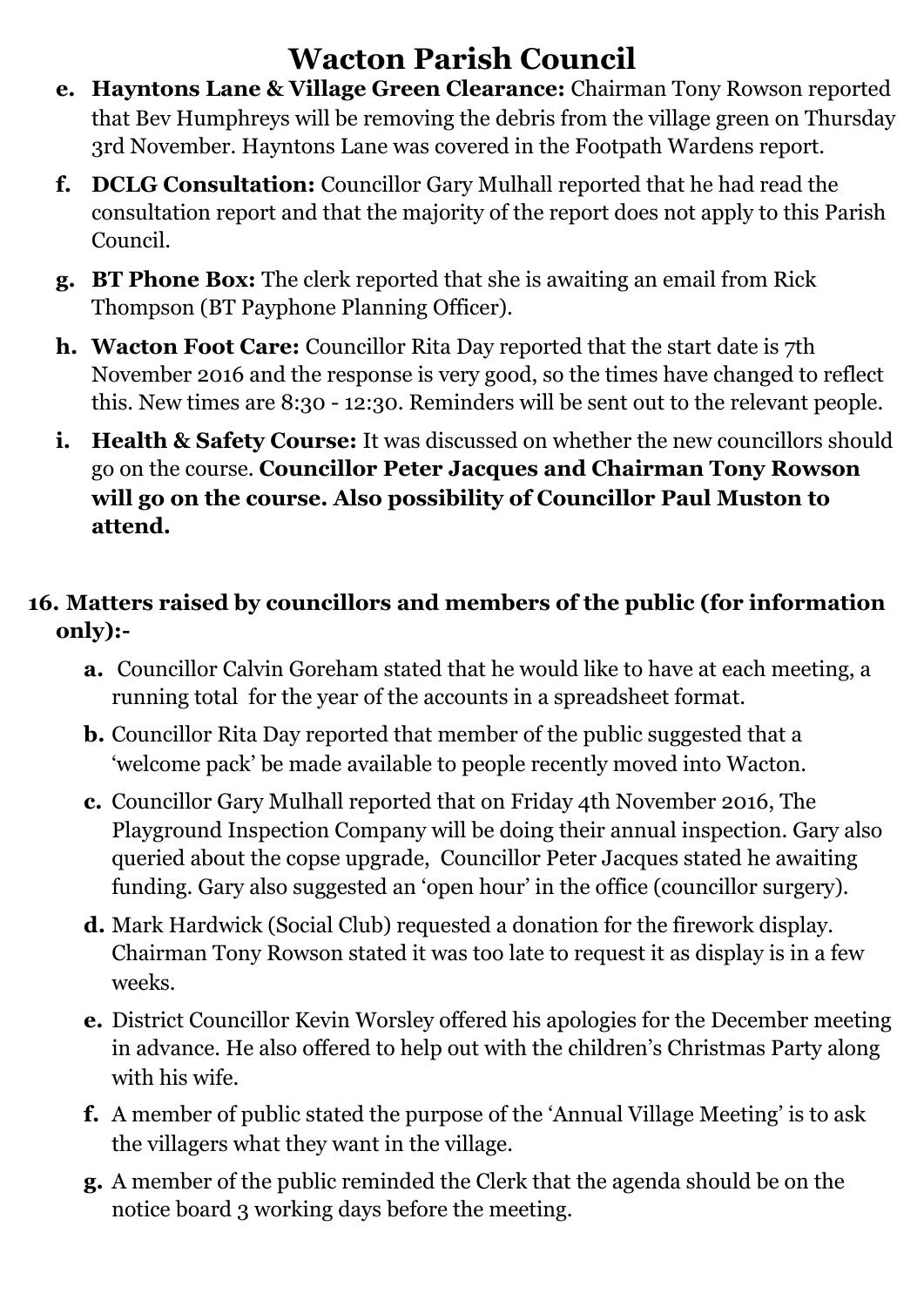# Wacton Parish Council

e. **Hayntons Lane & Village Green Clearance:** Chairman Tony Rowson reported that Bev Humphreys will be removing the debris from the village green on Thursday 3rd November. Hayntons Lane was covered in the Footpath Wardens report.

f. **DCLG Consultation:** Councillor Gary Mulhall reported that he had read the consultation report and that the majority of the report does not apply to this Parish Council.

g. **BT Phone Box:** The clerk reported that she is awaiting an email from Rick Thompson (BT Payphone Planning Officer).

h. **Wacton Foot Care:** Councillor Rita Day reported that the start date is 7th November 2016 and the response is very good, so the times have changed to reflect this. New times are 8:30 - 12:30. Reminders will be sent out to the relevant people.

i. **Health & Safety Course:** It was discussed on whether the new councillors should go on the course. **Councillor Peter Jacques and Chairman Tony Rowson will go on the course. Also possibility of Councillor Paul Muston to attend.**

**16. Matters raised by councillors and members of the public (for information only):-**

a. Councillor Calvin Goreham stated that he would like to have at each meeting, a running total for the year of the accounts in a spreadsheet format.

b. Councillor Rita Day reported that member of the public suggested that a 'welcome pack' be made available to people recently moved into Wacton.

c. Councillor Gary Mulhall reported that on Friday 4th November 2016, The Playground Inspection Company will be doing their annual inspection. Gary also queried about the copse upgrade, Councillor Peter Jacques stated he awaiting funding. Gary also suggested an 'open hour' in the office (councillor surgery).

d. Mark Hardwick (Social Club) requested a donation for the firework display. Chairman Tony Rowson stated it was too late to request it as display is in a few weeks.

e. District Councillor Kevin Worsley offered his apologies for the December meeting in advance. He also offered to help out with the children's Christmas Party along with his wife.

f. A member of public stated the purpose of the 'Annual Village Meeting' is to ask the villagers what they want in the village.

g. A member of the public reminded the Clerk that the agenda should be on the notice board 3 working days before the meeting.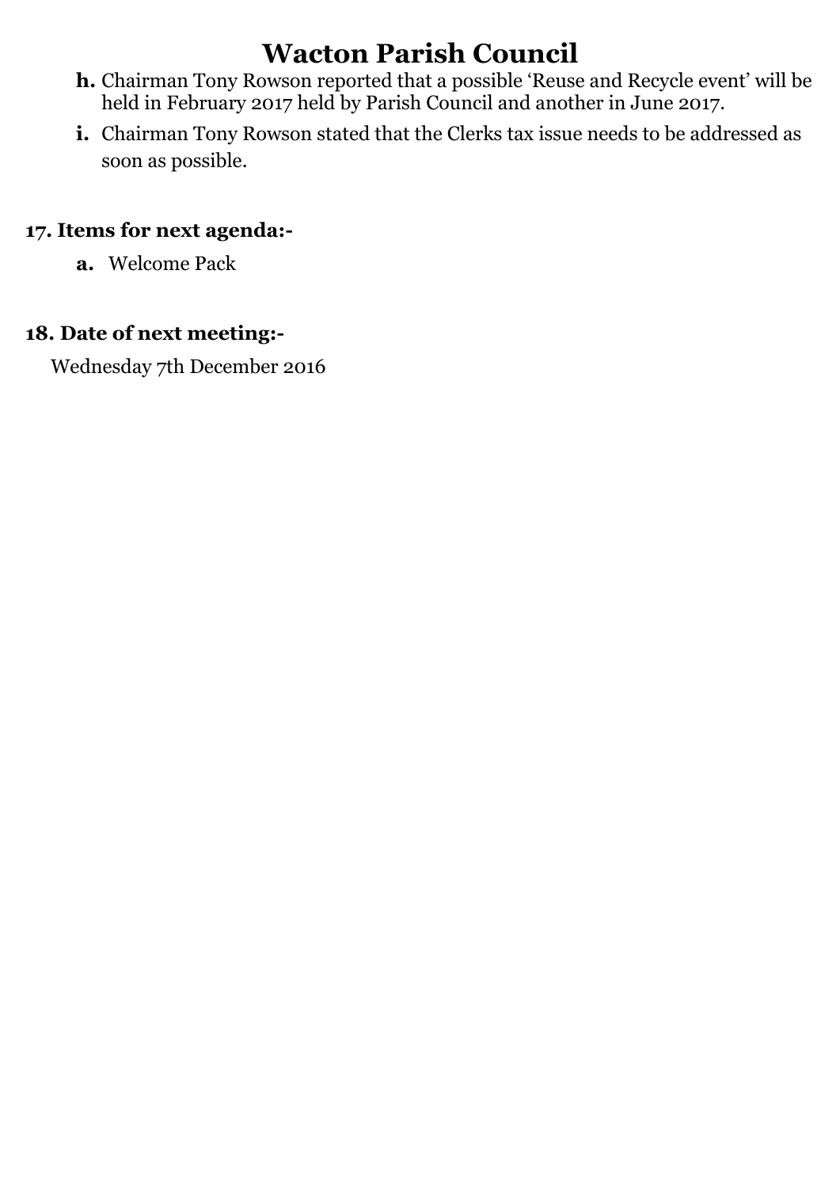**h.** Chairman Tony Rowson reported that a possible 'Reuse and Recycle event' will be held in February 2017 held by Parish Council and another in June 2017.

**i.** Chairman Tony Rowson stated that the Clerks tax issue needs to be addressed as soon as possible.

## 17. Items for next agenda:-

**a.** Welcome Pack

## 18. Date of next meeting:-

Wednesday 7th December 2016